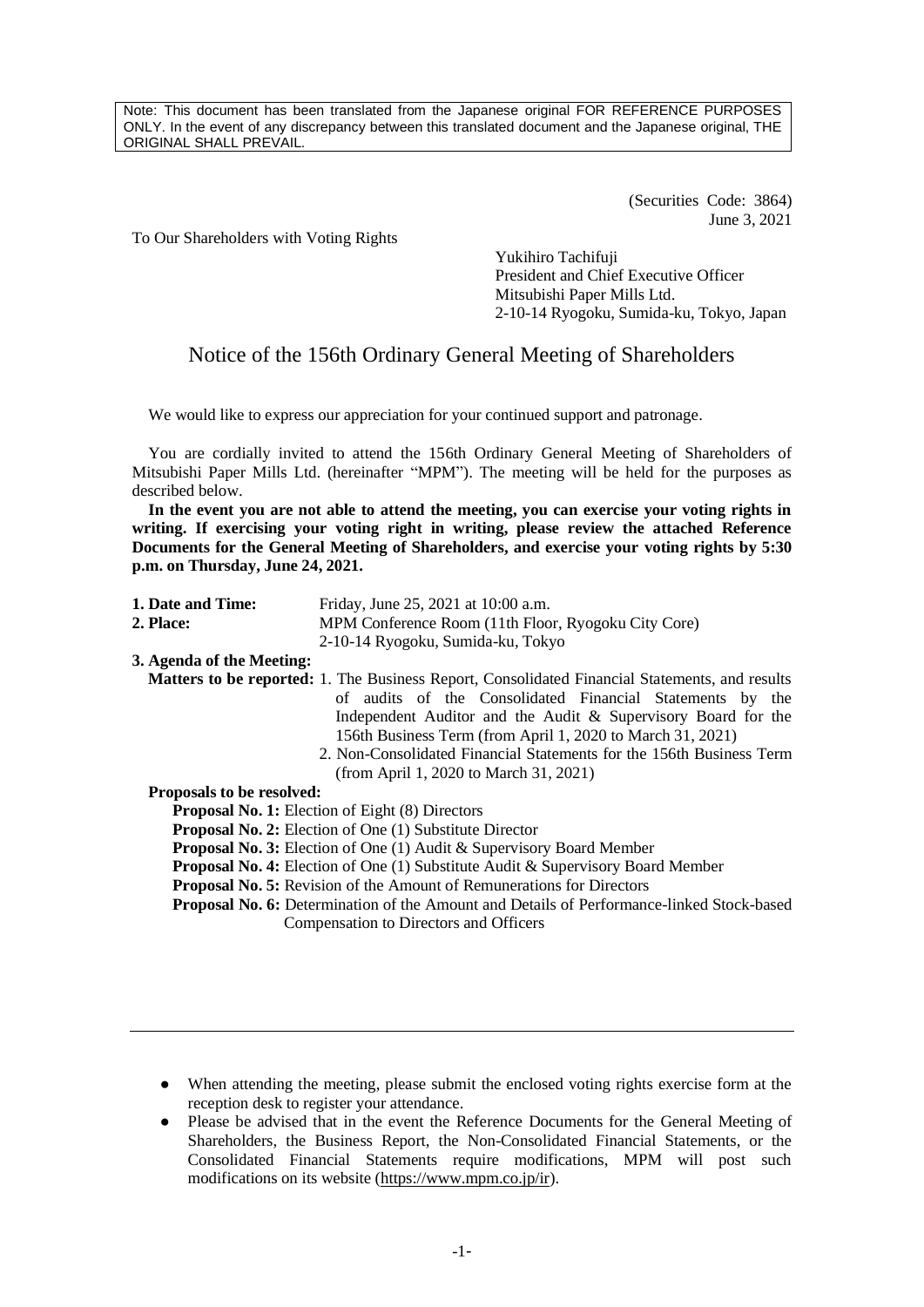Note: This document has been translated from the Japanese original FOR REFERENCE PURPOSES ONLY. In the event of any discrepancy between this translated document and the Japanese original, THE ORIGINAL SHALL PREVAIL.

(Securities Code: 3864)
June 3, 2021

To Our Shareholders with Voting Rights

Yukihiro Tachifuji
President and Chief Executive Officer
Mitsubishi Paper Mills Ltd.
2-10-14 Ryogoku, Sumida-ku, Tokyo, Japan

# Notice of the 156th Ordinary General Meeting of Shareholders

We would like to express our appreciation for your continued support and patronage.

You are cordially invited to attend the 156th Ordinary General Meeting of Shareholders of Mitsubishi Paper Mills Ltd. (hereinafter "MPM"). The meeting will be held for the purposes as described below.

**In the event you are not able to attend the meeting, you can exercise your voting rights in writing. If exercising your voting right in writing, please review the attached Reference Documents for the General Meeting of Shareholders, and exercise your voting rights by 5:30 p.m. on Thursday, June 24, 2021.**

**1. Date and Time:** Friday, June 25, 2021 at 10:00 a.m.

**2. Place:** MPM Conference Room (11th Floor, Ryogoku City Core)
2-10-14 Ryogoku, Sumida-ku, Tokyo

**3. Agenda of the Meeting:**

**Matters to be reported:**
1. The Business Report, Consolidated Financial Statements, and results of audits of the Consolidated Financial Statements by the Independent Auditor and the Audit & Supervisory Board for the 156th Business Term (from April 1, 2020 to March 31, 2021)
2. Non-Consolidated Financial Statements for the 156th Business Term (from April 1, 2020 to March 31, 2021)

**Proposals to be resolved:**

**Proposal No. 1:** Election of Eight (8) Directors
**Proposal No. 2:** Election of One (1) Substitute Director
**Proposal No. 3:** Election of One (1) Audit & Supervisory Board Member
**Proposal No. 4:** Election of One (1) Substitute Audit & Supervisory Board Member
**Proposal No. 5:** Revision of the Amount of Remunerations for Directors
**Proposal No. 6:** Determination of the Amount and Details of Performance-linked Stock-based Compensation to Directors and Officers

---

- When attending the meeting, please submit the enclosed voting rights exercise form at the reception desk to register your attendance.
- Please be advised that in the event the Reference Documents for the General Meeting of Shareholders, the Business Report, the Non-Consolidated Financial Statements, or the Consolidated Financial Statements require modifications, MPM will post such modifications on its website (https://www.mpm.co.jp/ir).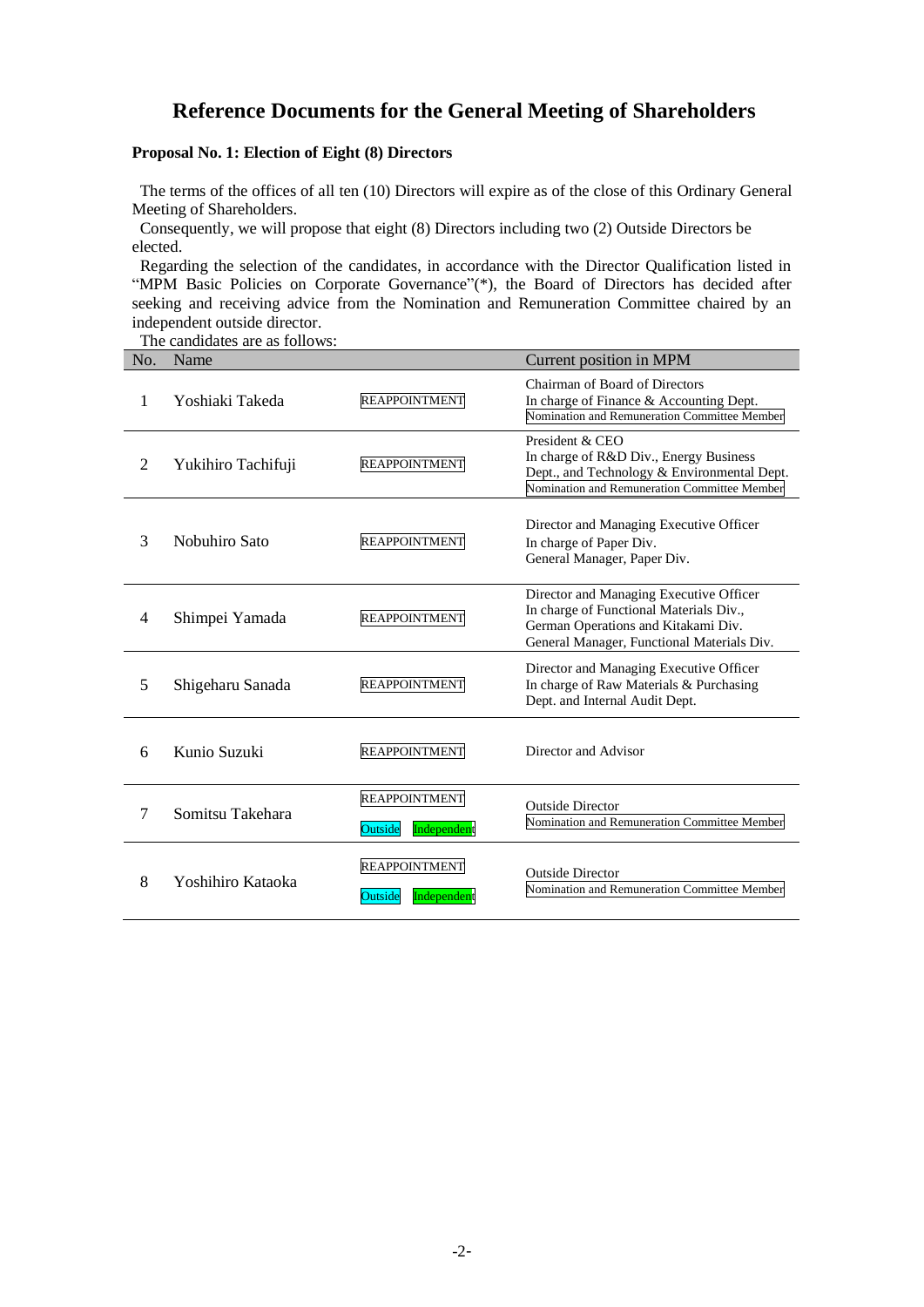# Reference Documents for the General Meeting of Shareholders

**Proposal No. 1: Election of Eight (8) Directors**

The terms of the offices of all ten (10) Directors will expire as of the close of this Ordinary General Meeting of Shareholders.

Consequently, we will propose that eight (8) Directors including two (2) Outside Directors be elected.

Regarding the selection of the candidates, in accordance with the Director Qualification listed in "MPM Basic Policies on Corporate Governance"(*), the Board of Directors has decided after seeking and receiving advice from the Nomination and Remuneration Committee chaired by an independent outside director.

The candidates are as follows:

| No. | Name | | Current position in MPM |
|---|---|---|---|
| 1 | Yoshiaki Takeda | REAPPOINTMENT | Chairman of Board of Directors<br>In charge of Finance & Accounting Dept.<br>Nomination and Remuneration Committee Member |
| 2 | Yukihiro Tachifuji | REAPPOINTMENT | President & CEO<br>In charge of R&D Div., Energy Business Dept., and Technology & Environmental Dept.<br>Nomination and Remuneration Committee Member |
| 3 | Nobuhiro Sato | REAPPOINTMENT | Director and Managing Executive Officer<br>In charge of Paper Div.<br>General Manager, Paper Div. |
| 4 | Shimpei Yamada | REAPPOINTMENT | Director and Managing Executive Officer<br>In charge of Functional Materials Div., German Operations and Kitakami Div.<br>General Manager, Functional Materials Div. |
| 5 | Shigeharu Sanada | REAPPOINTMENT | Director and Managing Executive Officer<br>In charge of Raw Materials & Purchasing Dept. and Internal Audit Dept. |
| 6 | Kunio Suzuki | REAPPOINTMENT | Director and Advisor |
| 7 | Somitsu Takehara | REAPPOINTMENT<br>Outside Independent | Outside Director<br>Nomination and Remuneration Committee Member |
| 8 | Yoshihiro Kataoka | REAPPOINTMENT<br>Outside Independent | Outside Director<br>Nomination and Remuneration Committee Member |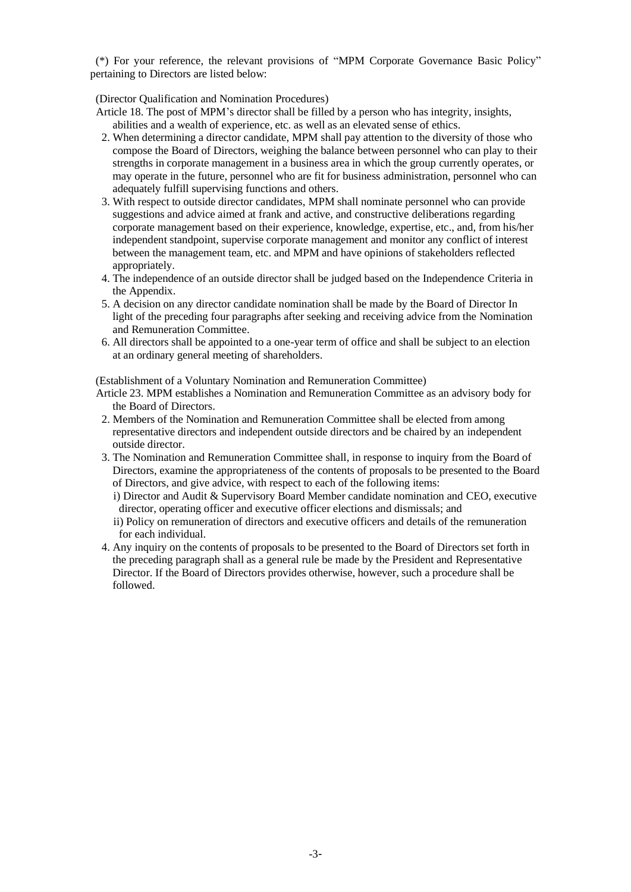(*) For your reference, the relevant provisions of "MPM Corporate Governance Basic Policy" pertaining to Directors are listed below:

(Director Qualification and Nomination Procedures)

Article 18. The post of MPM's director shall be filled by a person who has integrity, insights, abilities and a wealth of experience, etc. as well as an elevated sense of ethics.

2. When determining a director candidate, MPM shall pay attention to the diversity of those who compose the Board of Directors, weighing the balance between personnel who can play to their strengths in corporate management in a business area in which the group currently operates, or may operate in the future, personnel who are fit for business administration, personnel who can adequately fulfill supervising functions and others.
3. With respect to outside director candidates, MPM shall nominate personnel who can provide suggestions and advice aimed at frank and active, and constructive deliberations regarding corporate management based on their experience, knowledge, expertise, etc., and, from his/her independent standpoint, supervise corporate management and monitor any conflict of interest between the management team, etc. and MPM and have opinions of stakeholders reflected appropriately.
4. The independence of an outside director shall be judged based on the Independence Criteria in the Appendix.
5. A decision on any director candidate nomination shall be made by the Board of Director In light of the preceding four paragraphs after seeking and receiving advice from the Nomination and Remuneration Committee.
6. All directors shall be appointed to a one-year term of office and shall be subject to an election at an ordinary general meeting of shareholders.

(Establishment of a Voluntary Nomination and Remuneration Committee)

Article 23. MPM establishes a Nomination and Remuneration Committee as an advisory body for the Board of Directors.

2. Members of the Nomination and Remuneration Committee shall be elected from among representative directors and independent outside directors and be chaired by an independent outside director.
3. The Nomination and Remuneration Committee shall, in response to inquiry from the Board of Directors, examine the appropriateness of the contents of proposals to be presented to the Board of Directors, and give advice, with respect to each of the following items:
   i) Director and Audit & Supervisory Board Member candidate nomination and CEO, executive director, operating officer and executive officer elections and dismissals; and
   ii) Policy on remuneration of directors and executive officers and details of the remuneration for each individual.
4. Any inquiry on the contents of proposals to be presented to the Board of Directors set forth in the preceding paragraph shall as a general rule be made by the President and Representative Director. If the Board of Directors provides otherwise, however, such a procedure shall be followed.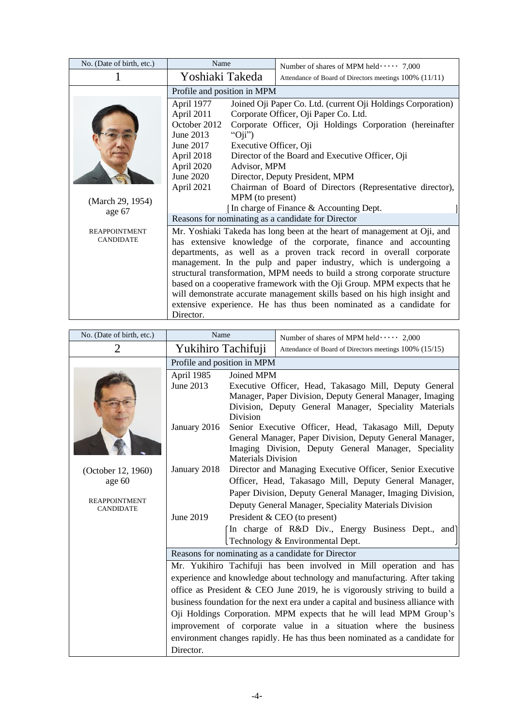| No. (Date of birth, etc.) | Name | Number of shares of MPM held・・・・・ 7,000 |
|---|---|---|
| 1 | Yoshiaki Takeda | Attendance of Board of Directors meetings 100% (11/11) |

| | Profile and position in MPM | |
|---|---|---|
| (March 29, 1954) age 67 REAPPOINTMENT CANDIDATE | April 1977 | Joined Oji Paper Co. Ltd. (current Oji Holdings Corporation) |
| | April 2011 | Corporate Officer, Oji Paper Co. Ltd. |
| | October 2012 | Corporate Officer, Oji Holdings Corporation (hereinafter "Oji") |
| | June 2013 | |
| | June 2017 | Executive Officer, Oji |
| | April 2018 | Director of the Board and Executive Officer, Oji |
| | April 2020 | Advisor, MPM |
| | June 2020 | Director, Deputy President, MPM |
| | April 2021 | Chairman of Board of Directors (Representative director), MPM (to present) |
| | | [In charge of Finance & Accounting Dept. ] |

**Reasons for nominating as a candidate for Director**

Mr. Yoshiaki Takeda has long been at the heart of management at Oji, and has extensive knowledge of the corporate, finance and accounting departments, as well as a proven track record in overall corporate management. In the pulp and paper industry, which is undergoing a structural transformation, MPM needs to build a strong corporate structure based on a cooperative framework with the Oji Group. MPM expects that he will demonstrate accurate management skills based on his high insight and extensive experience. He has thus been nominated as a candidate for Director.

| No. (Date of birth, etc.) | Name | Number of shares of MPM held・・・・・ 2,000 |
|---|---|---|
| 2 | Yukihiro Tachifuji | Attendance of Board of Directors meetings 100% (15/15) |

| | Profile and position in MPM | |
|---|---|---|
| (October 12, 1960) age 60 REAPPOINTMENT CANDIDATE | April 1985 | Joined MPM |
| | June 2013 | Executive Officer, Head, Takasago Mill, Deputy General Manager, Paper Division, Deputy General Manager, Imaging Division, Deputy General Manager, Speciality Materials Division |
| | January 2016 | Senior Executive Officer, Head, Takasago Mill, Deputy General Manager, Paper Division, Deputy General Manager, Imaging Division, Deputy General Manager, Speciality Materials Division |
| | January 2018 | Director and Managing Executive Officer, Senior Executive Officer, Head, Takasago Mill, Deputy General Manager, Paper Division, Deputy General Manager, Imaging Division, Deputy General Manager, Speciality Materials Division |
| | June 2019 | President & CEO (to present) |
| | | [In charge of R&D Div., Energy Business Dept., and Technology & Environmental Dept.] |

**Reasons for nominating as a candidate for Director**

Mr. Yukihiro Tachifuji has been involved in Mill operation and has experience and knowledge about technology and manufacturing. After taking office as President & CEO June 2019, he is vigorously striving to build a business foundation for the next era under a capital and business alliance with Oji Holdings Corporation. MPM expects that he will lead MPM Group's improvement of corporate value in a situation where the business environment changes rapidly. He has thus been nominated as a candidate for Director.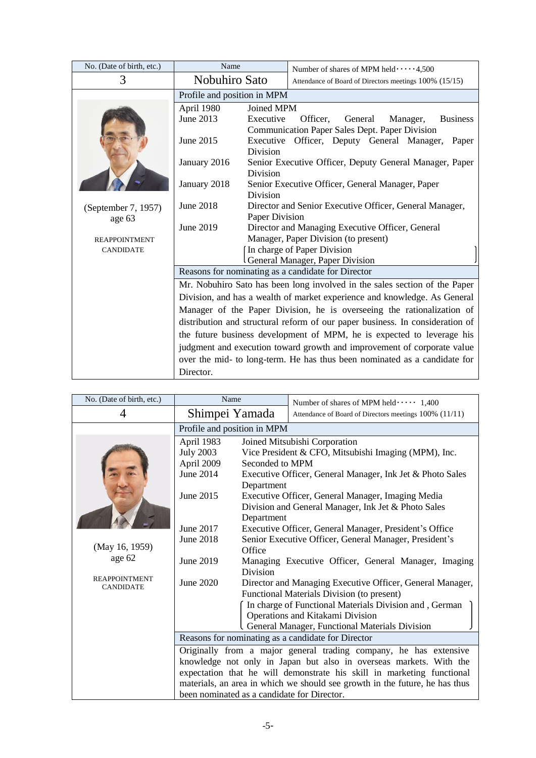| No. (Date of birth, etc.) | Name | Number of shares of MPM held・・・・・4,500 |
|---|---|---|
| 3 | Nobuhiro Sato | Attendance of Board of Directors meetings 100% (15/15) |

(September 7, 1957)
age 63

REAPPOINTMENT CANDIDATE

**Profile and position in MPM**

| | |
|---|---|
| April 1980 | Joined MPM |
| June 2013 | Executive Officer, General Manager, Business Communication Paper Sales Dept. Paper Division |
| June 2015 | Executive Officer, Deputy General Manager, Paper Division |
| January 2016 | Senior Executive Officer, Deputy General Manager, Paper Division |
| January 2018 | Senior Executive Officer, General Manager, Paper Division |
| June 2018 | Director and Senior Executive Officer, General Manager, Paper Division |
| June 2019 | Director and Managing Executive Officer, General Manager, Paper Division (to present) |
| | (In charge of Paper Division<br>General Manager, Paper Division) |

**Reasons for nominating as a candidate for Director**

Mr. Nobuhiro Sato has been long involved in the sales section of the Paper Division, and has a wealth of market experience and knowledge. As General Manager of the Paper Division, he is overseeing the rationalization of distribution and structural reform of our paper business. In consideration of the future business development of MPM, he is expected to leverage his judgment and execution toward growth and improvement of corporate value over the mid- to long-term. He has thus been nominated as a candidate for Director.

| No. (Date of birth, etc.) | Name | Number of shares of MPM held・・・・・ 1,400 |
|---|---|---|
| 4 | Shimpei Yamada | Attendance of Board of Directors meetings 100% (11/11) |

(May 16, 1959)
age 62

REAPPOINTMENT CANDIDATE

**Profile and position in MPM**

| | |
|---|---|
| April 1983 | Joined Mitsubishi Corporation |
| July 2003 | Vice President & CFO, Mitsubishi Imaging (MPM), Inc. |
| April 2009 | Seconded to MPM |
| June 2014 | Executive Officer, General Manager, Ink Jet & Photo Sales Department |
| June 2015 | Executive Officer, General Manager, Imaging Media Division and General Manager, Ink Jet & Photo Sales Department |
| June 2017 | Executive Officer, General Manager, President's Office |
| June 2018 | Senior Executive Officer, General Manager, President's Office |
| June 2019 | Managing Executive Officer, General Manager, Imaging Division |
| June 2020 | Director and Managing Executive Officer, General Manager, Functional Materials Division (to present) |
| | (In charge of Functional Materials Division and , German Operations and Kitakami Division<br>General Manager, Functional Materials Division) |

**Reasons for nominating as a candidate for Director**

Originally from a major general trading company, he has extensive knowledge not only in Japan but also in overseas markets. With the expectation that he will demonstrate his skill in marketing functional materials, an area in which we should see growth in the future, he has thus been nominated as a candidate for Director.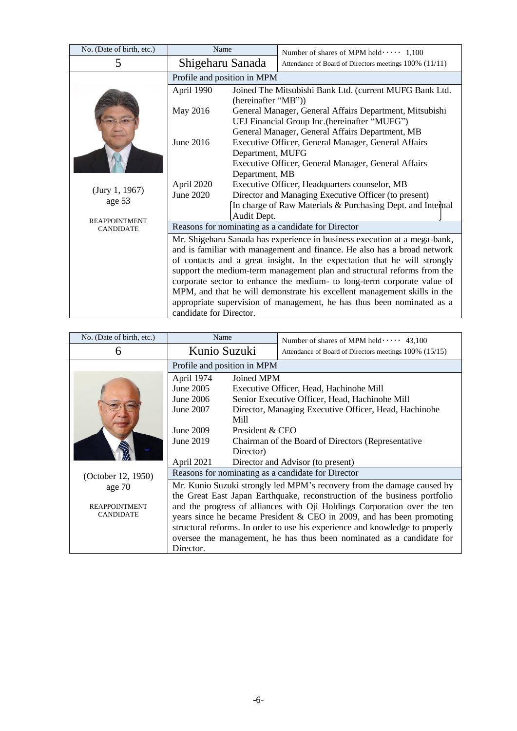| No. (Date of birth, etc.) | Name | Number of shares of MPM held・・・・・ 1,100 |
|---|---|---|
| 5 | Shigeharu Sanada | Attendance of Board of Directors meetings 100% (11/11) |

**(Jury 1, 1967)**
**age 53**

**REAPPOINTMENT CANDIDATE**

**Profile and position in MPM**

| | |
|---|---|
| April 1990 | Joined The Mitsubishi Bank Ltd. (current MUFG Bank Ltd. (hereinafter "MB")) |
| May 2016 | General Manager, General Affairs Department, Mitsubishi UFJ Financial Group Inc.(hereinafter "MUFG") General Manager, General Affairs Department, MB |
| June 2016 | Executive Officer, General Manager, General Affairs Department, MUFG Executive Officer, General Manager, General Affairs Department, MB |
| April 2020 | Executive Officer, Headquarters counselor, MB |
| June 2020 | Director and Managing Executive Officer (to present) [In charge of Raw Materials & Purchasing Dept. and Internal Audit Dept.] |

**Reasons for nominating as a candidate for Director**

Mr. Shigeharu Sanada has experience in business execution at a mega-bank, and is familiar with management and finance. He also has a broad network of contacts and a great insight. In the expectation that he will strongly support the medium-term management plan and structural reforms from the corporate sector to enhance the medium- to long-term corporate value of MPM, and that he will demonstrate his excellent management skills in the appropriate supervision of management, he has thus been nominated as a candidate for Director.

| No. (Date of birth, etc.) | Name | Number of shares of MPM held・・・・・ 43,100 |
|---|---|---|
| 6 | Kunio Suzuki | Attendance of Board of Directors meetings 100% (15/15) |

**(October 12, 1950)**
**age 70**

**REAPPOINTMENT CANDIDATE**

**Profile and position in MPM**

| | |
|---|---|
| April 1974 | Joined MPM |
| June 2005 | Executive Officer, Head, Hachinohe Mill |
| June 2006 | Senior Executive Officer, Head, Hachinohe Mill |
| June 2007 | Director, Managing Executive Officer, Head, Hachinohe Mill |
| June 2009 | President & CEO |
| June 2019 | Chairman of the Board of Directors (Representative Director) |
| April 2021 | Director and Advisor (to present) |

**Reasons for nominating as a candidate for Director**

Mr. Kunio Suzuki strongly led MPM's recovery from the damage caused by the Great East Japan Earthquake, reconstruction of the business portfolio and the progress of alliances with Oji Holdings Corporation over the ten years since he became President & CEO in 2009, and has been promoting structural reforms. In order to use his experience and knowledge to properly oversee the management, he has thus been nominated as a candidate for Director.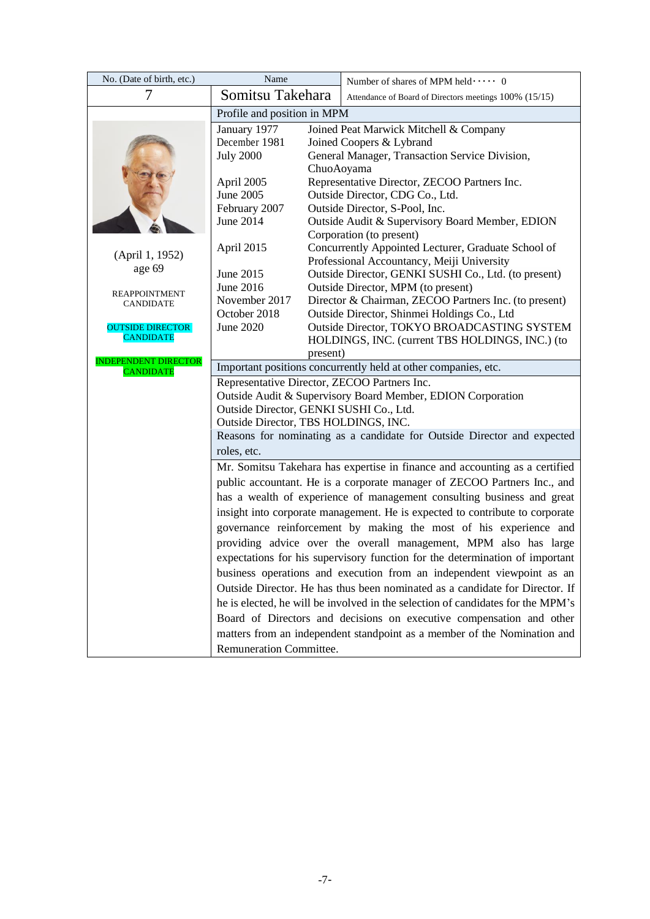| No. (Date of birth, etc.) | Name | Number of shares of MPM held・・・・・ 0 |
|---|---|---|
| 7 | Somitsu Takehara | Attendance of Board of Directors meetings 100% (15/15) |

(April 1, 1952)
age 69

REAPPOINTMENT CANDIDATE

OUTSIDE DIRECTOR CANDIDATE

INDEPENDENT DIRECTOR CANDIDATE

**Profile and position in MPM**

| | |
|---|---|
| January 1977 | Joined Peat Marwick Mitchell & Company |
| December 1981 | Joined Coopers & Lybrand |
| July 2000 | General Manager, Transaction Service Division, ChuoAoyama |
| April 2005 | Representative Director, ZECOO Partners Inc. |
| June 2005 | Outside Director, CDG Co., Ltd. |
| February 2007 | Outside Director, S-Pool, Inc. |
| June 2014 | Outside Audit & Supervisory Board Member, EDION Corporation (to present) |
| April 2015 | Concurrently Appointed Lecturer, Graduate School of Professional Accountancy, Meiji University |
| June 2015 | Outside Director, GENKI SUSHI Co., Ltd. (to present) |
| June 2016 | Outside Director, MPM (to present) |
| November 2017 | Director & Chairman, ZECOO Partners Inc. (to present) |
| October 2018 | Outside Director, Shinmei Holdings Co., Ltd |
| June 2020 | Outside Director, TOKYO BROADCASTING SYSTEM HOLDINGS, INC. (current TBS HOLDINGS, INC.) (to present) |

**Important positions concurrently held at other companies, etc.**

Representative Director, ZECOO Partners Inc.
Outside Audit & Supervisory Board Member, EDION Corporation
Outside Director, GENKI SUSHI Co., Ltd.
Outside Director, TBS HOLDINGS, INC.

**Reasons for nominating as a candidate for Outside Director and expected roles, etc.**

Mr. Somitsu Takehara has expertise in finance and accounting as a certified public accountant. He is a corporate manager of ZECOO Partners Inc., and has a wealth of experience of management consulting business and great insight into corporate management. He is expected to contribute to corporate governance reinforcement by making the most of his experience and providing advice over the overall management, MPM also has large expectations for his supervisory function for the determination of important business operations and execution from an independent viewpoint as an Outside Director. He has thus been nominated as a candidate for Director. If he is elected, he will be involved in the selection of candidates for the MPM's Board of Directors and decisions on executive compensation and other matters from an independent standpoint as a member of the Nomination and Remuneration Committee.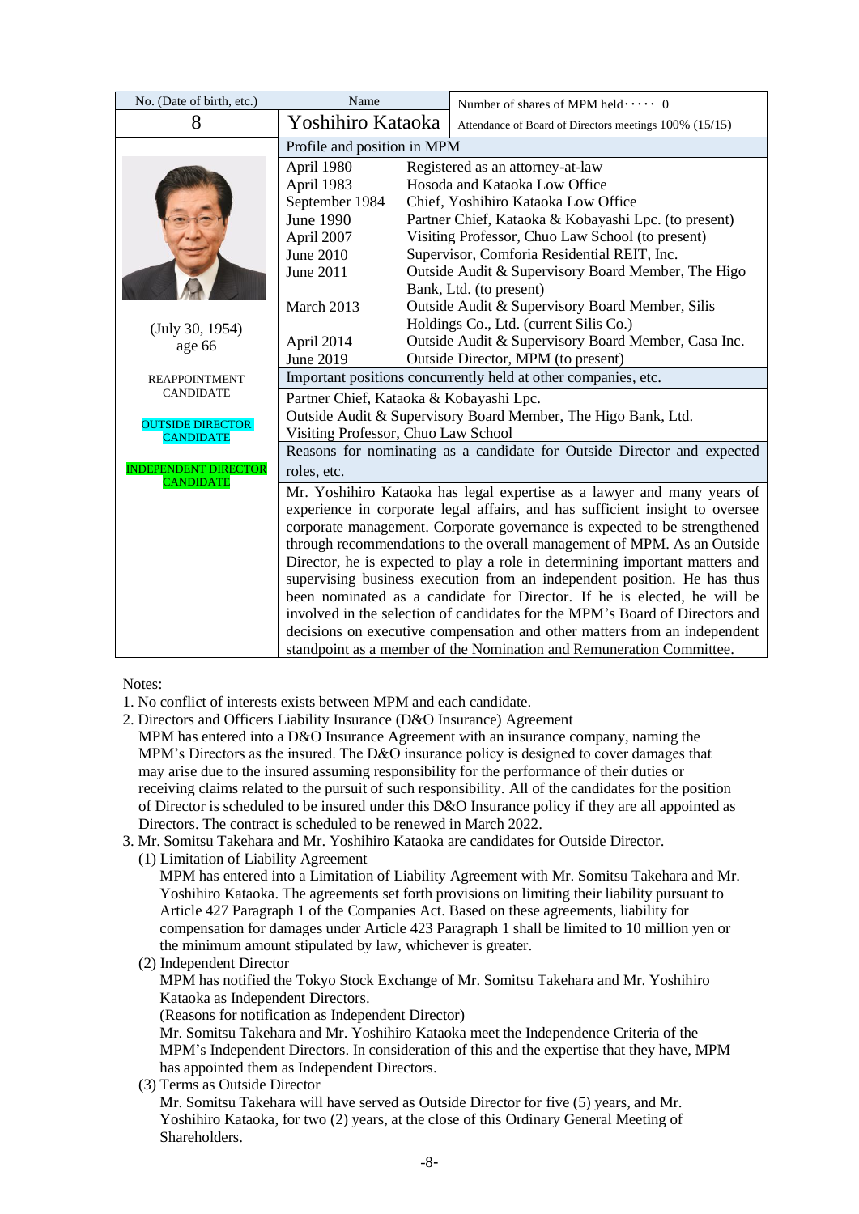| No. (Date of birth, etc.) | Name | Number of shares of MPM held・・・・・ 0 |
|---|---|---|
| 8 | Yoshihiro Kataoka | Attendance of Board of Directors meetings 100% (15/15) |

| | Profile and position in MPM | |
|---|---|---|
| (July 30, 1954) age 66 | April 1980 | Registered as an attorney-at-law |
| | April 1983 | Hosoda and Kataoka Low Office |
| REAPPOINTMENT CANDIDATE | September 1984 | Chief, Yoshihiro Kataoka Low Office |
| | June 1990 | Partner Chief, Kataoka & Kobayashi Lpc. (to present) |
| OUTSIDE DIRECTOR CANDIDATE | April 2007 | Visiting Professor, Chuo Law School (to present) |
| | June 2010 | Supervisor, Comforia Residential REIT, Inc. |
| INDEPENDENT DIRECTOR CANDIDATE | June 2011 | Outside Audit & Supervisory Board Member, The Higo Bank, Ltd. (to present) |
| | March 2013 | Outside Audit & Supervisory Board Member, Silis Holdings Co., Ltd. (current Silis Co.) |
| | April 2014 | Outside Audit & Supervisory Board Member, Casa Inc. |
| | June 2019 | Outside Director, MPM (to present) |

**Important positions concurrently held at other companies, etc.**

Partner Chief, Kataoka & Kobayashi Lpc.
Outside Audit & Supervisory Board Member, The Higo Bank, Ltd.
Visiting Professor, Chuo Law School

**Reasons for nominating as a candidate for Outside Director and expected roles, etc.**

Mr. Yoshihiro Kataoka has legal expertise as a lawyer and many years of experience in corporate legal affairs, and has sufficient insight to oversee corporate management. Corporate governance is expected to be strengthened through recommendations to the overall management of MPM. As an Outside Director, he is expected to play a role in determining important matters and supervising business execution from an independent position. He has thus been nominated as a candidate for Director. If he is elected, he will be involved in the selection of candidates for the MPM's Board of Directors and decisions on executive compensation and other matters from an independent standpoint as a member of the Nomination and Remuneration Committee.

Notes:

1. No conflict of interests exists between MPM and each candidate.
2. Directors and Officers Liability Insurance (D&O Insurance) Agreement
   MPM has entered into a D&O Insurance Agreement with an insurance company, naming the MPM's Directors as the insured. The D&O insurance policy is designed to cover damages that may arise due to the insured assuming responsibility for the performance of their duties or receiving claims related to the pursuit of such responsibility. All of the candidates for the position of Director is scheduled to be insured under this D&O Insurance policy if they are all appointed as Directors. The contract is scheduled to be renewed in March 2022.
3. Mr. Somitsu Takehara and Mr. Yoshihiro Kataoka are candidates for Outside Director.
   (1) Limitation of Liability Agreement
   MPM has entered into a Limitation of Liability Agreement with Mr. Somitsu Takehara and Mr. Yoshihiro Kataoka. The agreements set forth provisions on limiting their liability pursuant to Article 427 Paragraph 1 of the Companies Act. Based on these agreements, liability for compensation for damages under Article 423 Paragraph 1 shall be limited to 10 million yen or the minimum amount stipulated by law, whichever is greater.
   (2) Independent Director
   MPM has notified the Tokyo Stock Exchange of Mr. Somitsu Takehara and Mr. Yoshihiro Kataoka as Independent Directors.
   (Reasons for notification as Independent Director)
   Mr. Somitsu Takehara and Mr. Yoshihiro Kataoka meet the Independence Criteria of the MPM's Independent Directors. In consideration of this and the expertise that they have, MPM has appointed them as Independent Directors.
   (3) Terms as Outside Director
   Mr. Somitsu Takehara will have served as Outside Director for five (5) years, and Mr. Yoshihiro Kataoka, for two (2) years, at the close of this Ordinary General Meeting of Shareholders.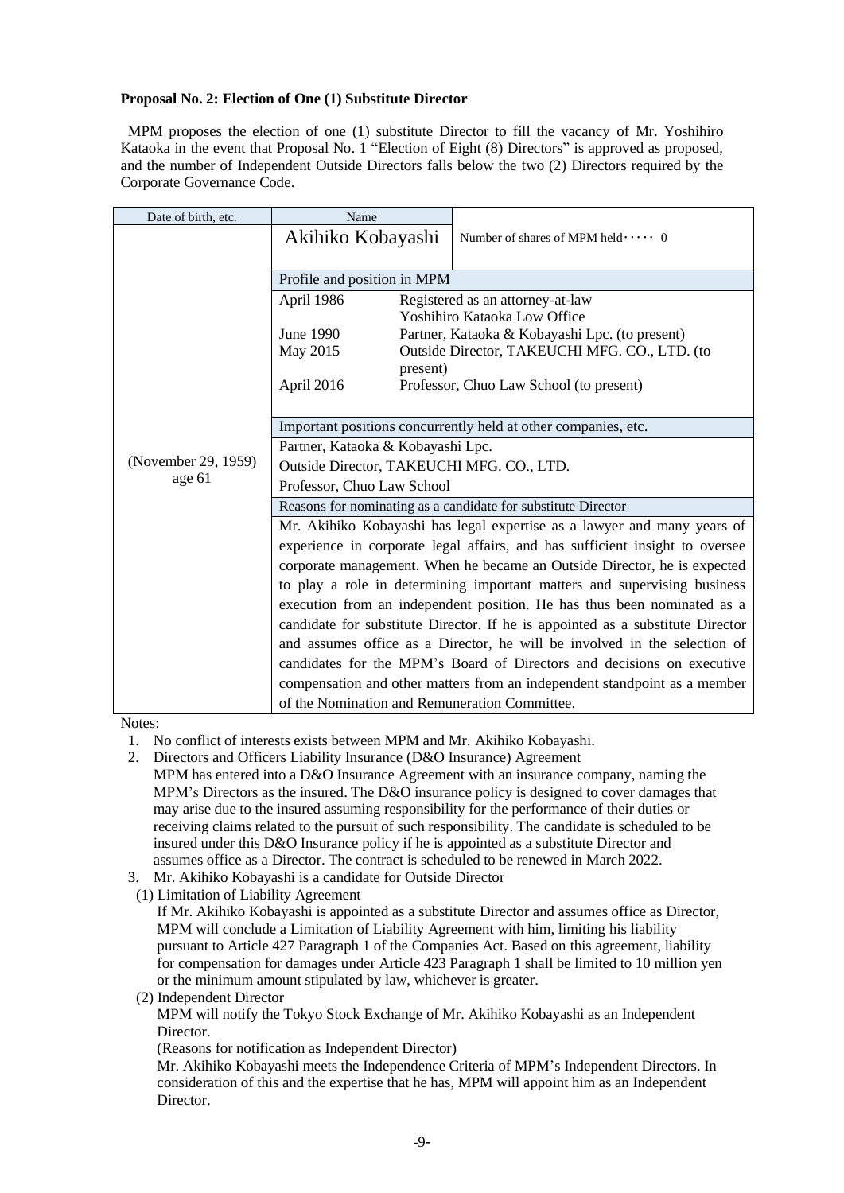**Proposal No. 2: Election of One (1) Substitute Director**

MPM proposes the election of one (1) substitute Director to fill the vacancy of Mr. Yoshihiro Kataoka in the event that Proposal No. 1 "Election of Eight (8) Directors" is approved as proposed, and the number of Independent Outside Directors falls below the two (2) Directors required by the Corporate Governance Code.

| Date of birth, etc. | Name | |
|---|---|---|
| (November 29, 1959) age 61 | Akihiko Kobayashi | Number of shares of MPM held・・・・・ 0 |
| | **Profile and position in MPM** | |
| | April 1986 | Registered as an attorney-at-law<br>Yoshihiro Kataoka Low Office |
| | June 1990 | Partner, Kataoka & Kobayashi Lpc. (to present) |
| | May 2015 | Outside Director, TAKEUCHI MFG. CO., LTD. (to present) |
| | April 2016 | Professor, Chuo Law School (to present) |
| | **Important positions concurrently held at other companies, etc.** | |
| | Partner, Kataoka & Kobayashi Lpc.<br>Outside Director, TAKEUCHI MFG. CO., LTD.<br>Professor, Chuo Law School | |
| | **Reasons for nominating as a candidate for substitute Director** | |
| | Mr. Akihiko Kobayashi has legal expertise as a lawyer and many years of experience in corporate legal affairs, and has sufficient insight to oversee corporate management. When he became an Outside Director, he is expected to play a role in determining important matters and supervising business execution from an independent position. He has thus been nominated as a candidate for substitute Director. If he is appointed as a substitute Director and assumes office as a Director, he will be involved in the selection of candidates for the MPM's Board of Directors and decisions on executive compensation and other matters from an independent standpoint as a member of the Nomination and Remuneration Committee. | |

Notes:

1. No conflict of interests exists between MPM and Mr. Akihiko Kobayashi.
2. Directors and Officers Liability Insurance (D&O Insurance) Agreement
   MPM has entered into a D&O Insurance Agreement with an insurance company, naming the MPM's Directors as the insured. The D&O insurance policy is designed to cover damages that may arise due to the insured assuming responsibility for the performance of their duties or receiving claims related to the pursuit of such responsibility. The candidate is scheduled to be insured under this D&O Insurance policy if he is appointed as a substitute Director and assumes office as a Director. The contract is scheduled to be renewed in March 2022.
3. Mr. Akihiko Kobayashi is a candidate for Outside Director
   (1) Limitation of Liability Agreement
   If Mr. Akihiko Kobayashi is appointed as a substitute Director and assumes office as Director, MPM will conclude a Limitation of Liability Agreement with him, limiting his liability pursuant to Article 427 Paragraph 1 of the Companies Act. Based on this agreement, liability for compensation for damages under Article 423 Paragraph 1 shall be limited to 10 million yen or the minimum amount stipulated by law, whichever is greater.
   (2) Independent Director
   MPM will notify the Tokyo Stock Exchange of Mr. Akihiko Kobayashi as an Independent Director.
   (Reasons for notification as Independent Director)
   Mr. Akihiko Kobayashi meets the Independence Criteria of MPM's Independent Directors. In consideration of this and the expertise that he has, MPM will appoint him as an Independent Director.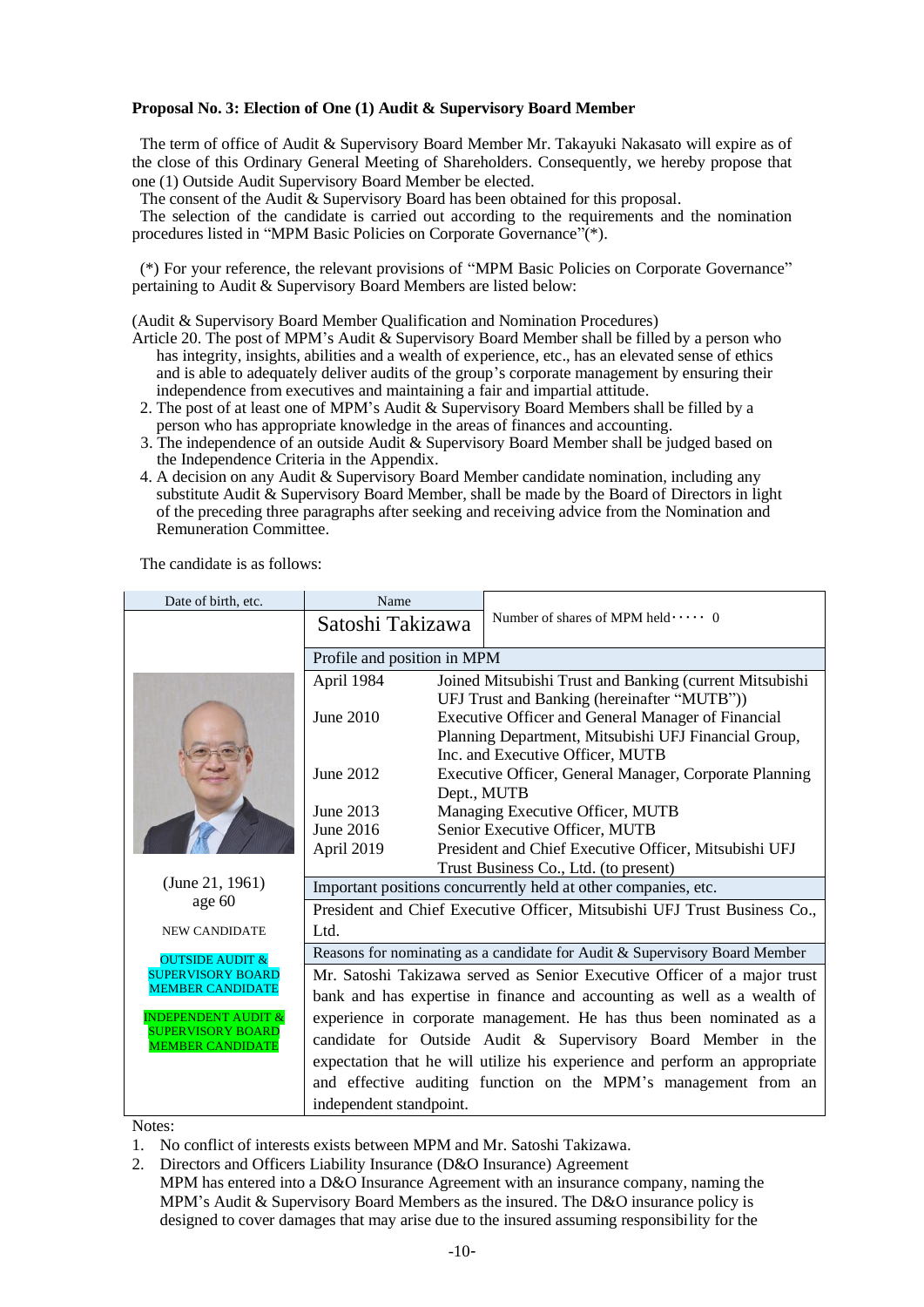**Proposal No. 3: Election of One (1) Audit & Supervisory Board Member**

The term of office of Audit & Supervisory Board Member Mr. Takayuki Nakasato will expire as of the close of this Ordinary General Meeting of Shareholders. Consequently, we hereby propose that one (1) Outside Audit Supervisory Board Member be elected.

The consent of the Audit & Supervisory Board has been obtained for this proposal.

The selection of the candidate is carried out according to the requirements and the nomination procedures listed in "MPM Basic Policies on Corporate Governance"(*).

(*) For your reference, the relevant provisions of "MPM Basic Policies on Corporate Governance" pertaining to Audit & Supervisory Board Members are listed below:

(Audit & Supervisory Board Member Qualification and Nomination Procedures)

Article 20. The post of MPM's Audit & Supervisory Board Member shall be filled by a person who has integrity, insights, abilities and a wealth of experience, etc., has an elevated sense of ethics and is able to adequately deliver audits of the group's corporate management by ensuring their independence from executives and maintaining a fair and impartial attitude.

2. The post of at least one of MPM's Audit & Supervisory Board Members shall be filled by a person who has appropriate knowledge in the areas of finances and accounting.
3. The independence of an outside Audit & Supervisory Board Member shall be judged based on the Independence Criteria in the Appendix.
4. A decision on any Audit & Supervisory Board Member candidate nomination, including any substitute Audit & Supervisory Board Member, shall be made by the Board of Directors in light of the preceding three paragraphs after seeking and receiving advice from the Nomination and Remuneration Committee.

The candidate is as follows:

| Date of birth, etc. | Name | |
|---|---|---|
| | Satoshi Takizawa | Number of shares of MPM held・・・・・ 0 |
| | Profile and position in MPM | |
| | April 1984 | Joined Mitsubishi Trust and Banking (current Mitsubishi UFJ Trust and Banking (hereinafter "MUTB")) |
| | June 2010 | Executive Officer and General Manager of Financial Planning Department, Mitsubishi UFJ Financial Group, Inc. and Executive Officer, MUTB |
| | June 2012 | Executive Officer, General Manager, Corporate Planning Dept., MUTB |
| | June 2013 | Managing Executive Officer, MUTB |
| | June 2016 | Senior Executive Officer, MUTB |
| | April 2019 | President and Chief Executive Officer, Mitsubishi UFJ Trust Business Co., Ltd. (to present) |
| (June 21, 1961)<br>age 60<br><br>NEW CANDIDATE<br><br>OUTSIDE AUDIT & SUPERVISORY BOARD MEMBER CANDIDATE<br><br>INDEPENDENT AUDIT & SUPERVISORY BOARD MEMBER CANDIDATE | Important positions concurrently held at other companies, etc. | |
| | President and Chief Executive Officer, Mitsubishi UFJ Trust Business Co., Ltd. | |
| | Reasons for nominating as a candidate for Audit & Supervisory Board Member | |
| | Mr. Satoshi Takizawa served as Senior Executive Officer of a major trust bank and has expertise in finance and accounting as well as a wealth of experience in corporate management. He has thus been nominated as a candidate for Outside Audit & Supervisory Board Member in the expectation that he will utilize his experience and perform an appropriate and effective auditing function on the MPM's management from an independent standpoint. | |

Notes:

1. No conflict of interests exists between MPM and Mr. Satoshi Takizawa.
2. Directors and Officers Liability Insurance (D&O Insurance) Agreement
   MPM has entered into a D&O Insurance Agreement with an insurance company, naming the MPM's Audit & Supervisory Board Members as the insured. The D&O insurance policy is designed to cover damages that may arise due to the insured assuming responsibility for the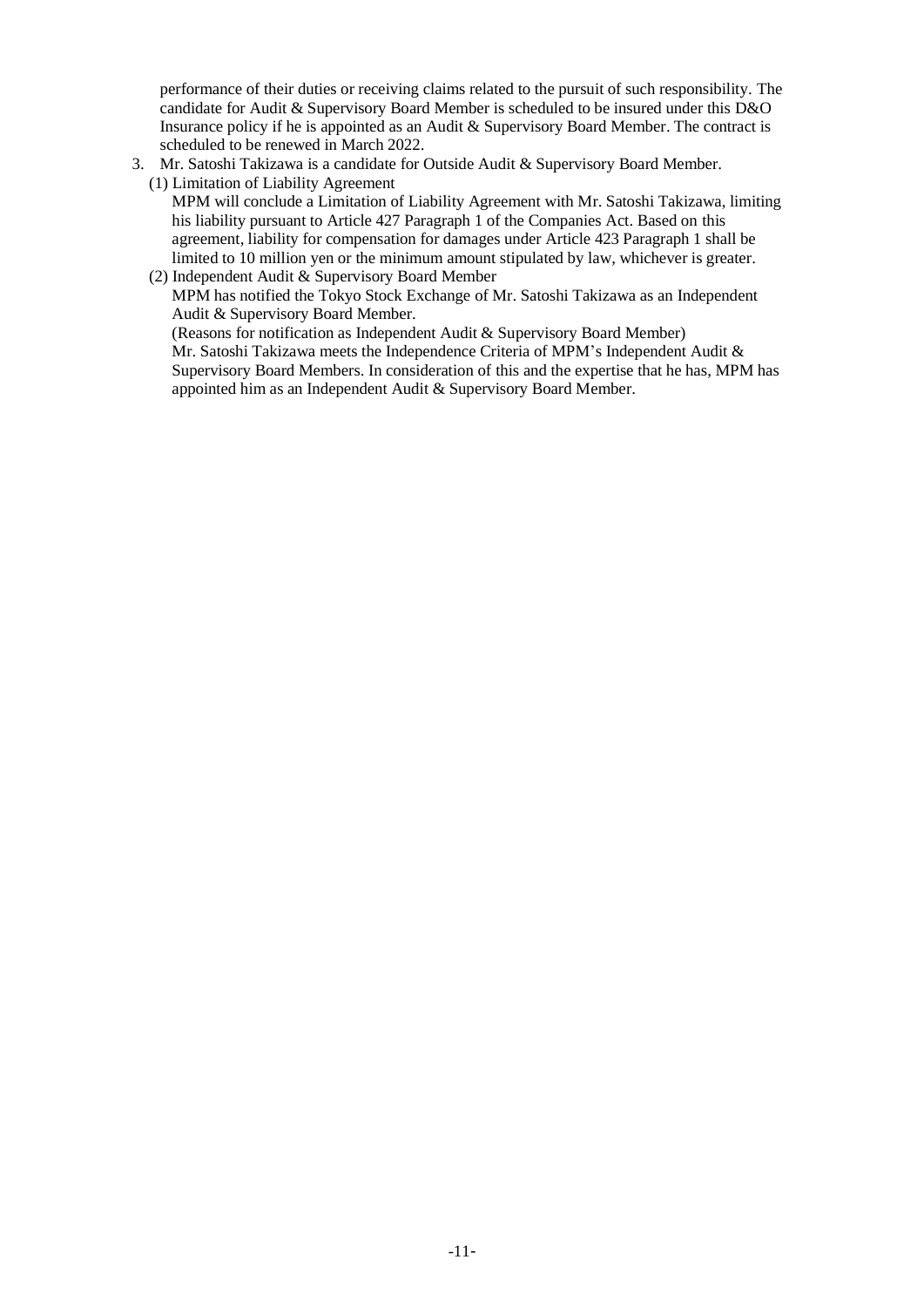performance of their duties or receiving claims related to the pursuit of such responsibility. The candidate for Audit & Supervisory Board Member is scheduled to be insured under this D&O Insurance policy if he is appointed as an Audit & Supervisory Board Member. The contract is scheduled to be renewed in March 2022.

3. Mr. Satoshi Takizawa is a candidate for Outside Audit & Supervisory Board Member.
   (1) Limitation of Liability Agreement
   MPM will conclude a Limitation of Liability Agreement with Mr. Satoshi Takizawa, limiting his liability pursuant to Article 427 Paragraph 1 of the Companies Act. Based on this agreement, liability for compensation for damages under Article 423 Paragraph 1 shall be limited to 10 million yen or the minimum amount stipulated by law, whichever is greater.
   (2) Independent Audit & Supervisory Board Member
   MPM has notified the Tokyo Stock Exchange of Mr. Satoshi Takizawa as an Independent Audit & Supervisory Board Member.
   (Reasons for notification as Independent Audit & Supervisory Board Member)
   Mr. Satoshi Takizawa meets the Independence Criteria of MPM's Independent Audit & Supervisory Board Members. In consideration of this and the expertise that he has, MPM has appointed him as an Independent Audit & Supervisory Board Member.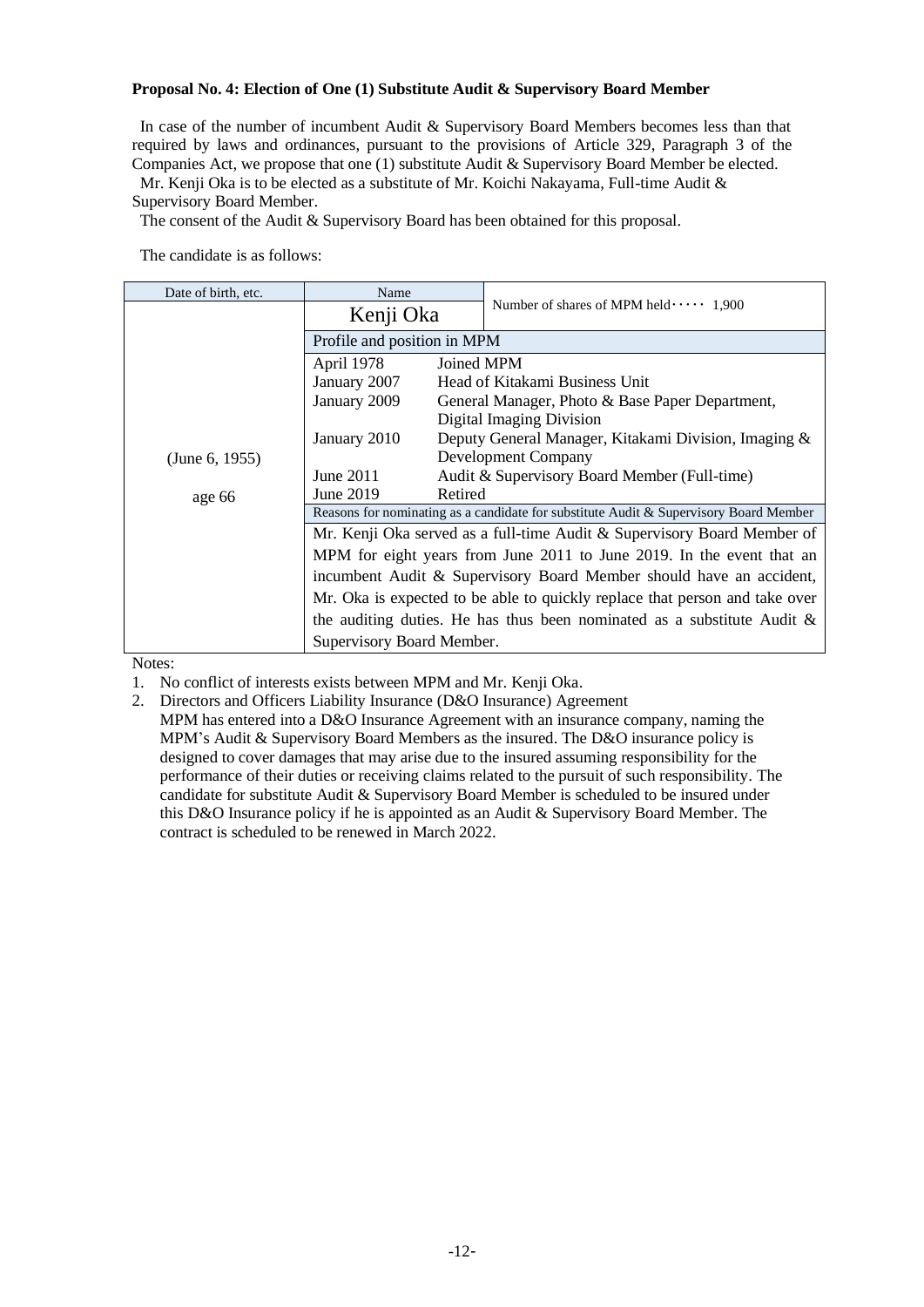**Proposal No. 4: Election of One (1) Substitute Audit & Supervisory Board Member**

In case of the number of incumbent Audit & Supervisory Board Members becomes less than that required by laws and ordinances, pursuant to the provisions of Article 329, Paragraph 3 of the Companies Act, we propose that one (1) substitute Audit & Supervisory Board Member be elected.

Mr. Kenji Oka is to be elected as a substitute of Mr. Koichi Nakayama, Full-time Audit & Supervisory Board Member.

The consent of the Audit & Supervisory Board has been obtained for this proposal.

The candidate is as follows:

| Date of birth, etc. | Name | |
|---|---|---|
| (June 6, 1955)<br><br>age 66 | Kenji Oka | Number of shares of MPM held・・・・・ 1,900 |
| | Profile and position in MPM | |
| | April 1978 Joined MPM<br>January 2007 Head of Kitakami Business Unit<br>January 2009 General Manager, Photo & Base Paper Department, Digital Imaging Division<br>January 2010 Deputy General Manager, Kitakami Division, Imaging & Development Company<br>June 2011 Audit & Supervisory Board Member (Full-time)<br>June 2019 Retired | |
| | Reasons for nominating as a candidate for substitute Audit & Supervisory Board Member | |
| | Mr. Kenji Oka served as a full-time Audit & Supervisory Board Member of MPM for eight years from June 2011 to June 2019. In the event that an incumbent Audit & Supervisory Board Member should have an accident, Mr. Oka is expected to be able to quickly replace that person and take over the auditing duties. He has thus been nominated as a substitute Audit & Supervisory Board Member. | |

Notes:

1. No conflict of interests exists between MPM and Mr. Kenji Oka.
2. Directors and Officers Liability Insurance (D&O Insurance) Agreement
   MPM has entered into a D&O Insurance Agreement with an insurance company, naming the MPM's Audit & Supervisory Board Members as the insured. The D&O insurance policy is designed to cover damages that may arise due to the insured assuming responsibility for the performance of their duties or receiving claims related to the pursuit of such responsibility. The candidate for substitute Audit & Supervisory Board Member is scheduled to be insured under this D&O Insurance policy if he is appointed as an Audit & Supervisory Board Member. The contract is scheduled to be renewed in March 2022.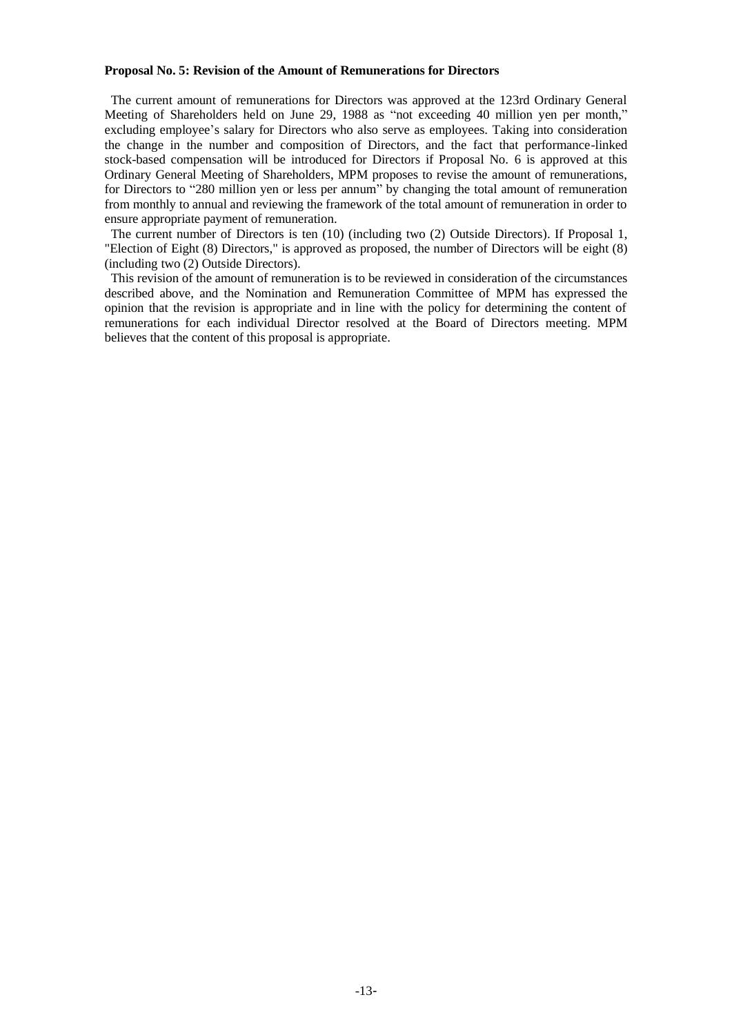**Proposal No. 5: Revision of the Amount of Remunerations for Directors**

The current amount of remunerations for Directors was approved at the 123rd Ordinary General Meeting of Shareholders held on June 29, 1988 as "not exceeding 40 million yen per month," excluding employee's salary for Directors who also serve as employees. Taking into consideration the change in the number and composition of Directors, and the fact that performance-linked stock-based compensation will be introduced for Directors if Proposal No. 6 is approved at this Ordinary General Meeting of Shareholders, MPM proposes to revise the amount of remunerations, for Directors to "280 million yen or less per annum" by changing the total amount of remuneration from monthly to annual and reviewing the framework of the total amount of remuneration in order to ensure appropriate payment of remuneration.

The current number of Directors is ten (10) (including two (2) Outside Directors). If Proposal 1, "Election of Eight (8) Directors," is approved as proposed, the number of Directors will be eight (8) (including two (2) Outside Directors).

This revision of the amount of remuneration is to be reviewed in consideration of the circumstances described above, and the Nomination and Remuneration Committee of MPM has expressed the opinion that the revision is appropriate and in line with the policy for determining the content of remunerations for each individual Director resolved at the Board of Directors meeting. MPM believes that the content of this proposal is appropriate.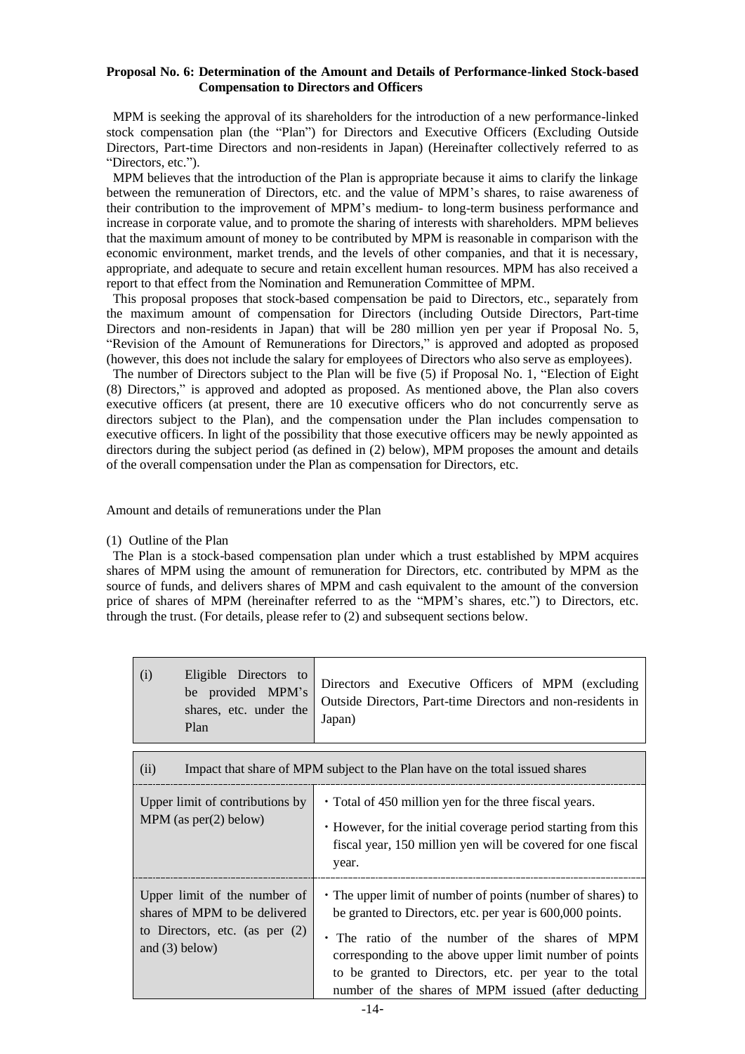**Proposal No. 6: Determination of the Amount and Details of Performance-linked Stock-based Compensation to Directors and Officers**

MPM is seeking the approval of its shareholders for the introduction of a new performance-linked stock compensation plan (the "Plan") for Directors and Executive Officers (Excluding Outside Directors, Part-time Directors and non-residents in Japan) (Hereinafter collectively referred to as "Directors, etc.").

MPM believes that the introduction of the Plan is appropriate because it aims to clarify the linkage between the remuneration of Directors, etc. and the value of MPM's shares, to raise awareness of their contribution to the improvement of MPM's medium- to long-term business performance and increase in corporate value, and to promote the sharing of interests with shareholders. MPM believes that the maximum amount of money to be contributed by MPM is reasonable in comparison with the economic environment, market trends, and the levels of other companies, and that it is necessary, appropriate, and adequate to secure and retain excellent human resources. MPM has also received a report to that effect from the Nomination and Remuneration Committee of MPM.

This proposal proposes that stock-based compensation be paid to Directors, etc., separately from the maximum amount of compensation for Directors (including Outside Directors, Part-time Directors and non-residents in Japan) that will be 280 million yen per year if Proposal No. 5, "Revision of the Amount of Remunerations for Directors," is approved and adopted as proposed (however, this does not include the salary for employees of Directors who also serve as employees).

The number of Directors subject to the Plan will be five (5) if Proposal No. 1, "Election of Eight (8) Directors," is approved and adopted as proposed. As mentioned above, the Plan also covers executive officers (at present, there are 10 executive officers who do not concurrently serve as directors subject to the Plan), and the compensation under the Plan includes compensation to executive officers. In light of the possibility that those executive officers may be newly appointed as directors during the subject period (as defined in (2) below), MPM proposes the amount and details of the overall compensation under the Plan as compensation for Directors, etc.

Amount and details of remunerations under the Plan

(1) Outline of the Plan

The Plan is a stock-based compensation plan under which a trust established by MPM acquires shares of MPM using the amount of remuneration for Directors, etc. contributed by MPM as the source of funds, and delivers shares of MPM and cash equivalent to the amount of the conversion price of shares of MPM (hereinafter referred to as the "MPM's shares, etc.") to Directors, etc. through the trust. (For details, please refer to (2) and subsequent sections below.

| (i) Eligible Directors to be provided MPM's shares, etc. under the Plan | Directors and Executive Officers of MPM (excluding Outside Directors, Part-time Directors and non-residents in Japan) |
|---|---|

| (ii) Impact that share of MPM subject to the Plan have on the total issued shares | |
|---|---|
| Upper limit of contributions by MPM (as per(2) below) | ・Total of 450 million yen for the three fiscal years.<br>・However, for the initial coverage period starting from this fiscal year, 150 million yen will be covered for one fiscal year. |
| Upper limit of the number of shares of MPM to be delivered to Directors, etc. (as per (2) and (3) below) | ・The upper limit of number of points (number of shares) to be granted to Directors, etc. per year is 600,000 points.<br>・The ratio of the number of the shares of MPM corresponding to the above upper limit number of points to be granted to Directors, etc. per year to the total number of the shares of MPM issued (after deducting |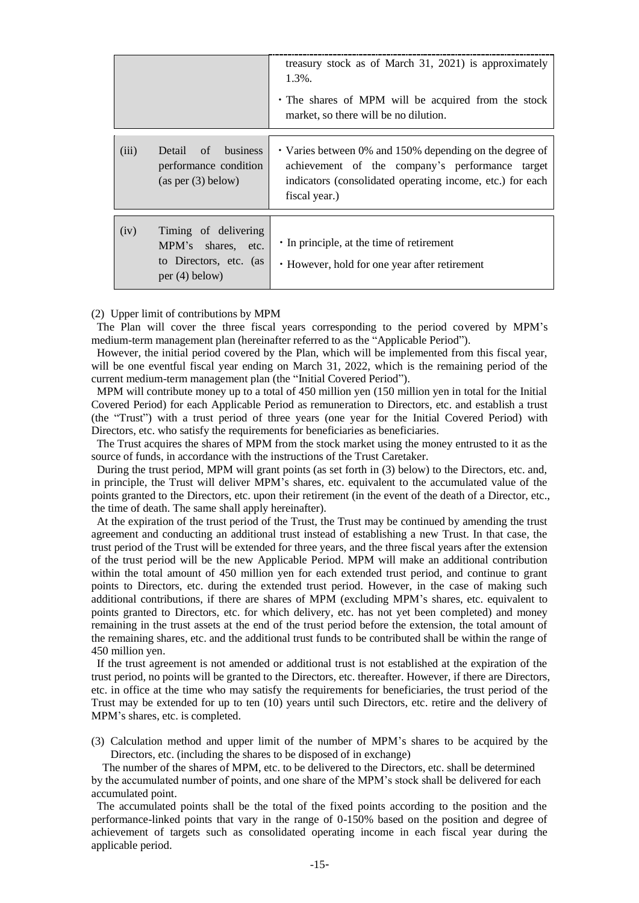| | | |
|---|---|---|
| | | treasury stock as of March 31, 2021) is approximately 1.3%.<br>・The shares of MPM will be acquired from the stock market, so there will be no dilution. |
| (iii) | Detail of business performance condition (as per (3) below) | ・Varies between 0% and 150% depending on the degree of achievement of the company's performance target indicators (consolidated operating income, etc.) for each fiscal year.) |
| (iv) | Timing of delivering MPM's shares, etc. to Directors, etc. (as per (4) below) | ・In principle, at the time of retirement<br>・However, hold for one year after retirement |

(2) Upper limit of contributions by MPM

The Plan will cover the three fiscal years corresponding to the period covered by MPM's medium-term management plan (hereinafter referred to as the "Applicable Period").

However, the initial period covered by the Plan, which will be implemented from this fiscal year, will be one eventful fiscal year ending on March 31, 2022, which is the remaining period of the current medium-term management plan (the "Initial Covered Period").

MPM will contribute money up to a total of 450 million yen (150 million yen in total for the Initial Covered Period) for each Applicable Period as remuneration to Directors, etc. and establish a trust (the "Trust") with a trust period of three years (one year for the Initial Covered Period) with Directors, etc. who satisfy the requirements for beneficiaries as beneficiaries.

The Trust acquires the shares of MPM from the stock market using the money entrusted to it as the source of funds, in accordance with the instructions of the Trust Caretaker.

During the trust period, MPM will grant points (as set forth in (3) below) to the Directors, etc. and, in principle, the Trust will deliver MPM's shares, etc. equivalent to the accumulated value of the points granted to the Directors, etc. upon their retirement (in the event of the death of a Director, etc., the time of death. The same shall apply hereinafter).

At the expiration of the trust period of the Trust, the Trust may be continued by amending the trust agreement and conducting an additional trust instead of establishing a new Trust. In that case, the trust period of the Trust will be extended for three years, and the three fiscal years after the extension of the trust period will be the new Applicable Period. MPM will make an additional contribution within the total amount of 450 million yen for each extended trust period, and continue to grant points to Directors, etc. during the extended trust period. However, in the case of making such additional contributions, if there are shares of MPM (excluding MPM's shares, etc. equivalent to points granted to Directors, etc. for which delivery, etc. has not yet been completed) and money remaining in the trust assets at the end of the trust period before the extension, the total amount of the remaining shares, etc. and the additional trust funds to be contributed shall be within the range of 450 million yen.

If the trust agreement is not amended or additional trust is not established at the expiration of the trust period, no points will be granted to the Directors, etc. thereafter. However, if there are Directors, etc. in office at the time who may satisfy the requirements for beneficiaries, the trust period of the Trust may be extended for up to ten (10) years until such Directors, etc. retire and the delivery of MPM's shares, etc. is completed.

(3) Calculation method and upper limit of the number of MPM's shares to be acquired by the Directors, etc. (including the shares to be disposed of in exchange)

The number of the shares of MPM, etc. to be delivered to the Directors, etc. shall be determined by the accumulated number of points, and one share of the MPM's stock shall be delivered for each accumulated point.

The accumulated points shall be the total of the fixed points according to the position and the performance-linked points that vary in the range of 0-150% based on the position and degree of achievement of targets such as consolidated operating income in each fiscal year during the applicable period.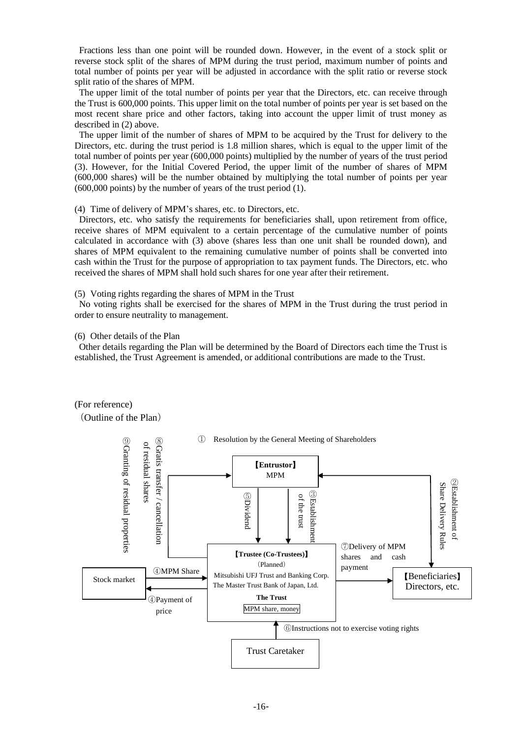Fractions less than one point will be rounded down. However, in the event of a stock split or reverse stock split of the shares of MPM during the trust period, maximum number of points and total number of points per year will be adjusted in accordance with the split ratio or reverse stock split ratio of the shares of MPM.

The upper limit of the total number of points per year that the Directors, etc. can receive through the Trust is 600,000 points. This upper limit on the total number of points per year is set based on the most recent share price and other factors, taking into account the upper limit of trust money as described in (2) above.

The upper limit of the number of shares of MPM to be acquired by the Trust for delivery to the Directors, etc. during the trust period is 1.8 million shares, which is equal to the upper limit of the total number of points per year (600,000 points) multiplied by the number of years of the trust period (3). However, for the Initial Covered Period, the upper limit of the number of shares of MPM (600,000 shares) will be the number obtained by multiplying the total number of points per year (600,000 points) by the number of years of the trust period (1).

(4) Time of delivery of MPM's shares, etc. to Directors, etc.

Directors, etc. who satisfy the requirements for beneficiaries shall, upon retirement from office, receive shares of MPM equivalent to a certain percentage of the cumulative number of points calculated in accordance with (3) above (shares less than one unit shall be rounded down), and shares of MPM equivalent to the remaining cumulative number of points shall be converted into cash within the Trust for the purpose of appropriation to tax payment funds. The Directors, etc. who received the shares of MPM shall hold such shares for one year after their retirement.

(5) Voting rights regarding the shares of MPM in the Trust

No voting rights shall be exercised for the shares of MPM in the Trust during the trust period in order to ensure neutrality to management.

(6) Other details of the Plan

Other details regarding the Plan will be determined by the Board of Directors each time the Trust is established, the Trust Agreement is amended, or additional contributions are made to the Trust.

(For reference)

（Outline of the Plan）

① Resolution by the General Meeting of Shareholders

【Entrustor】
MPM

②Establishment of Share Delivery Rules

③Establishment of the trust

④MPM Share

④Payment of price

⑤Dividend

⑥Instructions not to exercise voting rights

⑦Delivery of MPM shares and cash payment

⑧Gratis transfer / cancellation of residual shares

⑨Granting of residual properties

Stock market

【Trustee (Co-Trustees)】
（Planned）
Mitsubishi UFJ Trust and Banking Corp.
The Master Trust Bank of Japan, Ltd.
**The Trust**
MPM share, money

【Beneficiaries】
Directors, etc.

Trust Caretaker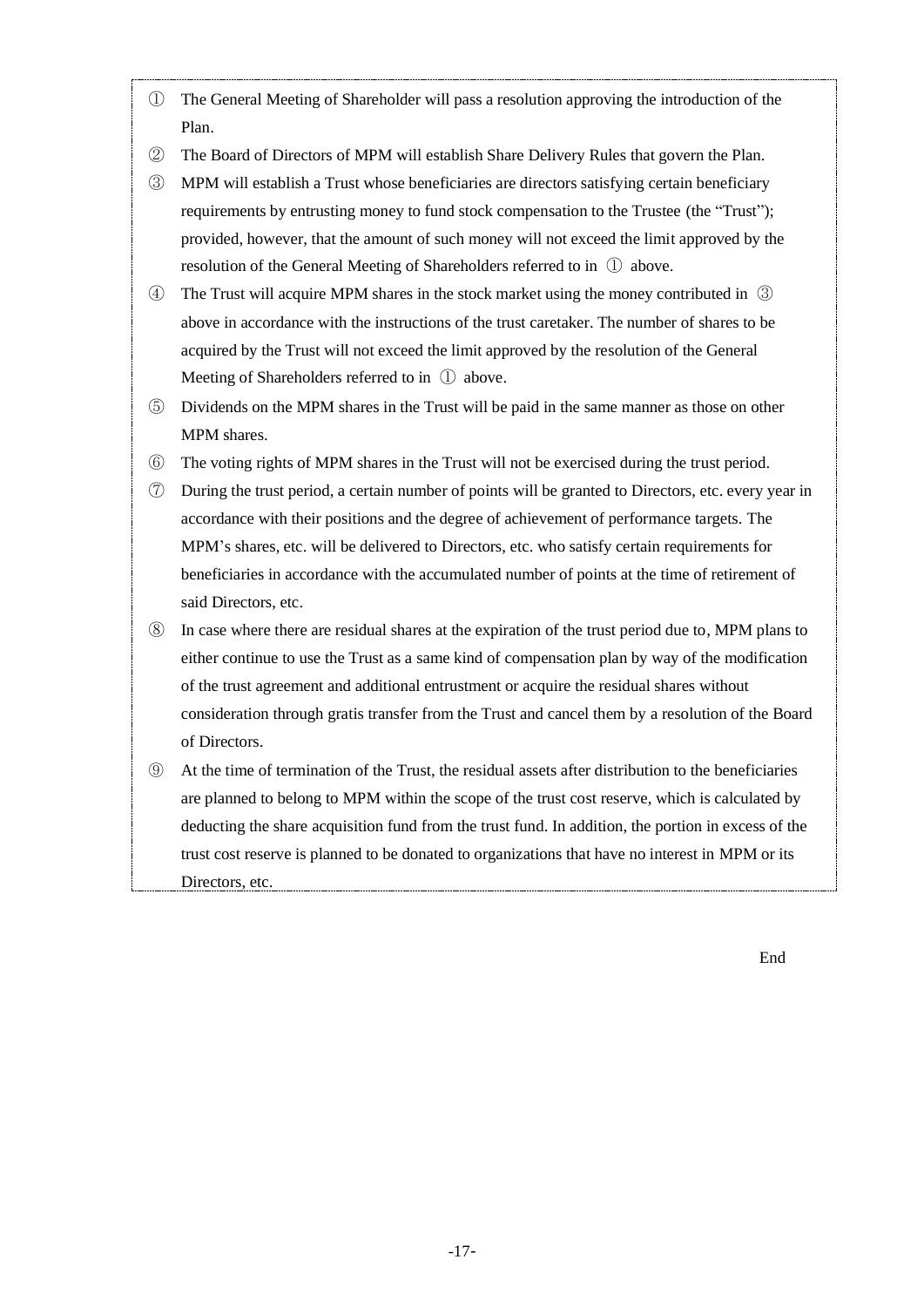① The General Meeting of Shareholder will pass a resolution approving the introduction of the Plan.

② The Board of Directors of MPM will establish Share Delivery Rules that govern the Plan.

③ MPM will establish a Trust whose beneficiaries are directors satisfying certain beneficiary requirements by entrusting money to fund stock compensation to the Trustee (the "Trust"); provided, however, that the amount of such money will not exceed the limit approved by the resolution of the General Meeting of Shareholders referred to in ① above.

④ The Trust will acquire MPM shares in the stock market using the money contributed in ③ above in accordance with the instructions of the trust caretaker. The number of shares to be acquired by the Trust will not exceed the limit approved by the resolution of the General Meeting of Shareholders referred to in ① above.

⑤ Dividends on the MPM shares in the Trust will be paid in the same manner as those on other MPM shares.

⑥ The voting rights of MPM shares in the Trust will not be exercised during the trust period.

⑦ During the trust period, a certain number of points will be granted to Directors, etc. every year in accordance with their positions and the degree of achievement of performance targets. The MPM's shares, etc. will be delivered to Directors, etc. who satisfy certain requirements for beneficiaries in accordance with the accumulated number of points at the time of retirement of said Directors, etc.

⑧ In case where there are residual shares at the expiration of the trust period due to, MPM plans to either continue to use the Trust as a same kind of compensation plan by way of the modification of the trust agreement and additional entrustment or acquire the residual shares without consideration through gratis transfer from the Trust and cancel them by a resolution of the Board of Directors.

⑨ At the time of termination of the Trust, the residual assets after distribution to the beneficiaries are planned to belong to MPM within the scope of the trust cost reserve, which is calculated by deducting the share acquisition fund from the trust fund. In addition, the portion in excess of the trust cost reserve is planned to be donated to organizations that have no interest in MPM or its Directors, etc.

End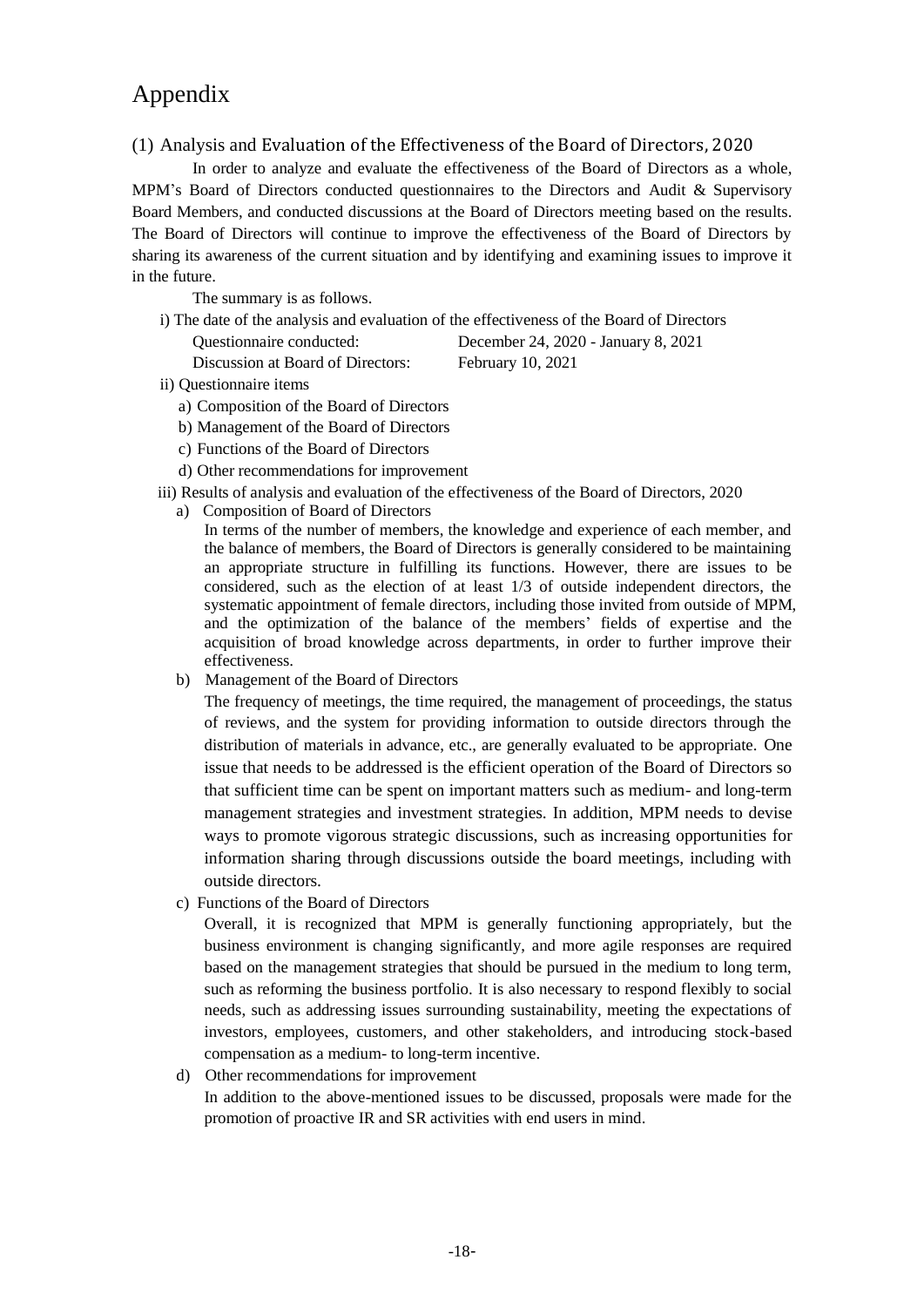# Appendix

## (1) Analysis and Evaluation of the Effectiveness of the Board of Directors, 2020

In order to analyze and evaluate the effectiveness of the Board of Directors as a whole, MPM's Board of Directors conducted questionnaires to the Directors and Audit & Supervisory Board Members, and conducted discussions at the Board of Directors meeting based on the results. The Board of Directors will continue to improve the effectiveness of the Board of Directors by sharing its awareness of the current situation and by identifying and examining issues to improve it in the future.

The summary is as follows.

i) The date of the analysis and evaluation of the effectiveness of the Board of Directors

| | |
|---|---|
| Questionnaire conducted: | December 24, 2020 - January 8, 2021 |
| Discussion at Board of Directors: | February 10, 2021 |

ii) Questionnaire items

- a) Composition of the Board of Directors
- b) Management of the Board of Directors
- c) Functions of the Board of Directors
- d) Other recommendations for improvement

iii) Results of analysis and evaluation of the effectiveness of the Board of Directors, 2020

a) Composition of Board of Directors

In terms of the number of members, the knowledge and experience of each member, and the balance of members, the Board of Directors is generally considered to be maintaining an appropriate structure in fulfilling its functions. However, there are issues to be considered, such as the election of at least 1/3 of outside independent directors, the systematic appointment of female directors, including those invited from outside of MPM, and the optimization of the balance of the members' fields of expertise and the acquisition of broad knowledge across departments, in order to further improve their effectiveness.

b) Management of the Board of Directors

The frequency of meetings, the time required, the management of proceedings, the status of reviews, and the system for providing information to outside directors through the distribution of materials in advance, etc., are generally evaluated to be appropriate. One issue that needs to be addressed is the efficient operation of the Board of Directors so that sufficient time can be spent on important matters such as medium- and long-term management strategies and investment strategies. In addition, MPM needs to devise ways to promote vigorous strategic discussions, such as increasing opportunities for information sharing through discussions outside the board meetings, including with outside directors.

c) Functions of the Board of Directors

Overall, it is recognized that MPM is generally functioning appropriately, but the business environment is changing significantly, and more agile responses are required based on the management strategies that should be pursued in the medium to long term, such as reforming the business portfolio. It is also necessary to respond flexibly to social needs, such as addressing issues surrounding sustainability, meeting the expectations of investors, employees, customers, and other stakeholders, and introducing stock-based compensation as a medium- to long-term incentive.

d) Other recommendations for improvement

In addition to the above-mentioned issues to be discussed, proposals were made for the promotion of proactive IR and SR activities with end users in mind.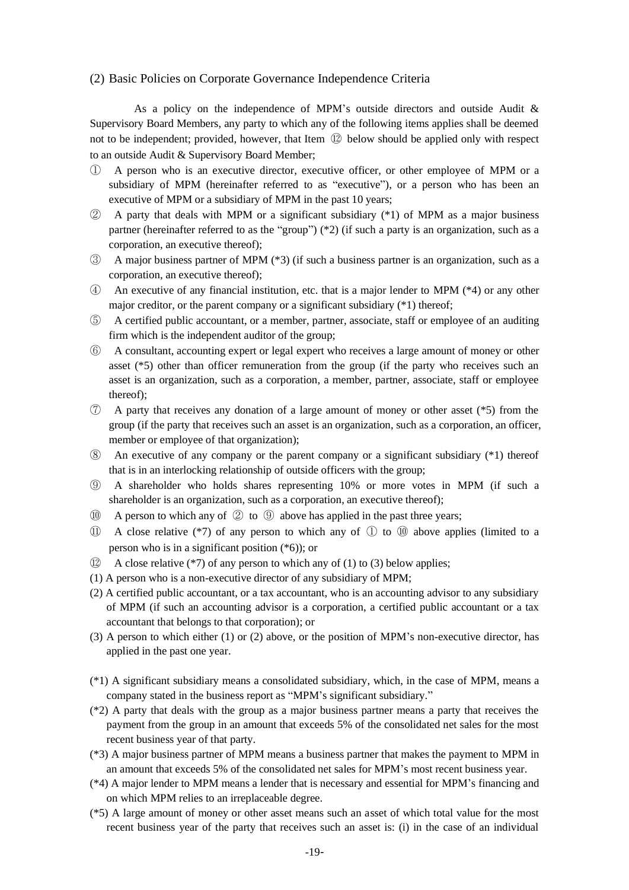## (2) Basic Policies on Corporate Governance Independence Criteria

As a policy on the independence of MPM's outside directors and outside Audit & Supervisory Board Members, any party to which any of the following items applies shall be deemed not to be independent; provided, however, that Item ⑫ below should be applied only with respect to an outside Audit & Supervisory Board Member;

① A person who is an executive director, executive officer, or other employee of MPM or a subsidiary of MPM (hereinafter referred to as "executive"), or a person who has been an executive of MPM or a subsidiary of MPM in the past 10 years;

② A party that deals with MPM or a significant subsidiary (*1) of MPM as a major business partner (hereinafter referred to as the "group") (*2) (if such a party is an organization, such as a corporation, an executive thereof);

③ A major business partner of MPM (*3) (if such a business partner is an organization, such as a corporation, an executive thereof);

④ An executive of any financial institution, etc. that is a major lender to MPM (*4) or any other major creditor, or the parent company or a significant subsidiary (*1) thereof;

⑤ A certified public accountant, or a member, partner, associate, staff or employee of an auditing firm which is the independent auditor of the group;

⑥ A consultant, accounting expert or legal expert who receives a large amount of money or other asset (*5) other than officer remuneration from the group (if the party who receives such an asset is an organization, such as a corporation, a member, partner, associate, staff or employee thereof);

⑦ A party that receives any donation of a large amount of money or other asset (*5) from the group (if the party that receives such an asset is an organization, such as a corporation, an officer, member or employee of that organization);

⑧ An executive of any company or the parent company or a significant subsidiary (*1) thereof that is in an interlocking relationship of outside officers with the group;

⑨ A shareholder who holds shares representing 10% or more votes in MPM (if such a shareholder is an organization, such as a corporation, an executive thereof);

⑩ A person to which any of ② to ⑨ above has applied in the past three years;

⑪ A close relative (*7) of any person to which any of ① to ⑩ above applies (limited to a person who is in a significant position (*6)); or

⑫ A close relative (*7) of any person to which any of (1) to (3) below applies;

(1) A person who is a non-executive director of any subsidiary of MPM;

(2) A certified public accountant, or a tax accountant, who is an accounting advisor to any subsidiary of MPM (if such an accounting advisor is a corporation, a certified public accountant or a tax accountant that belongs to that corporation); or

(3) A person to which either (1) or (2) above, or the position of MPM's non-executive director, has applied in the past one year.

(*1) A significant subsidiary means a consolidated subsidiary, which, in the case of MPM, means a company stated in the business report as "MPM's significant subsidiary."

(*2) A party that deals with the group as a major business partner means a party that receives the payment from the group in an amount that exceeds 5% of the consolidated net sales for the most recent business year of that party.

(*3) A major business partner of MPM means a business partner that makes the payment to MPM in an amount that exceeds 5% of the consolidated net sales for MPM's most recent business year.

(*4) A major lender to MPM means a lender that is necessary and essential for MPM's financing and on which MPM relies to an irreplaceable degree.

(*5) A large amount of money or other asset means such an asset of which total value for the most recent business year of the party that receives such an asset is: (i) in the case of an individual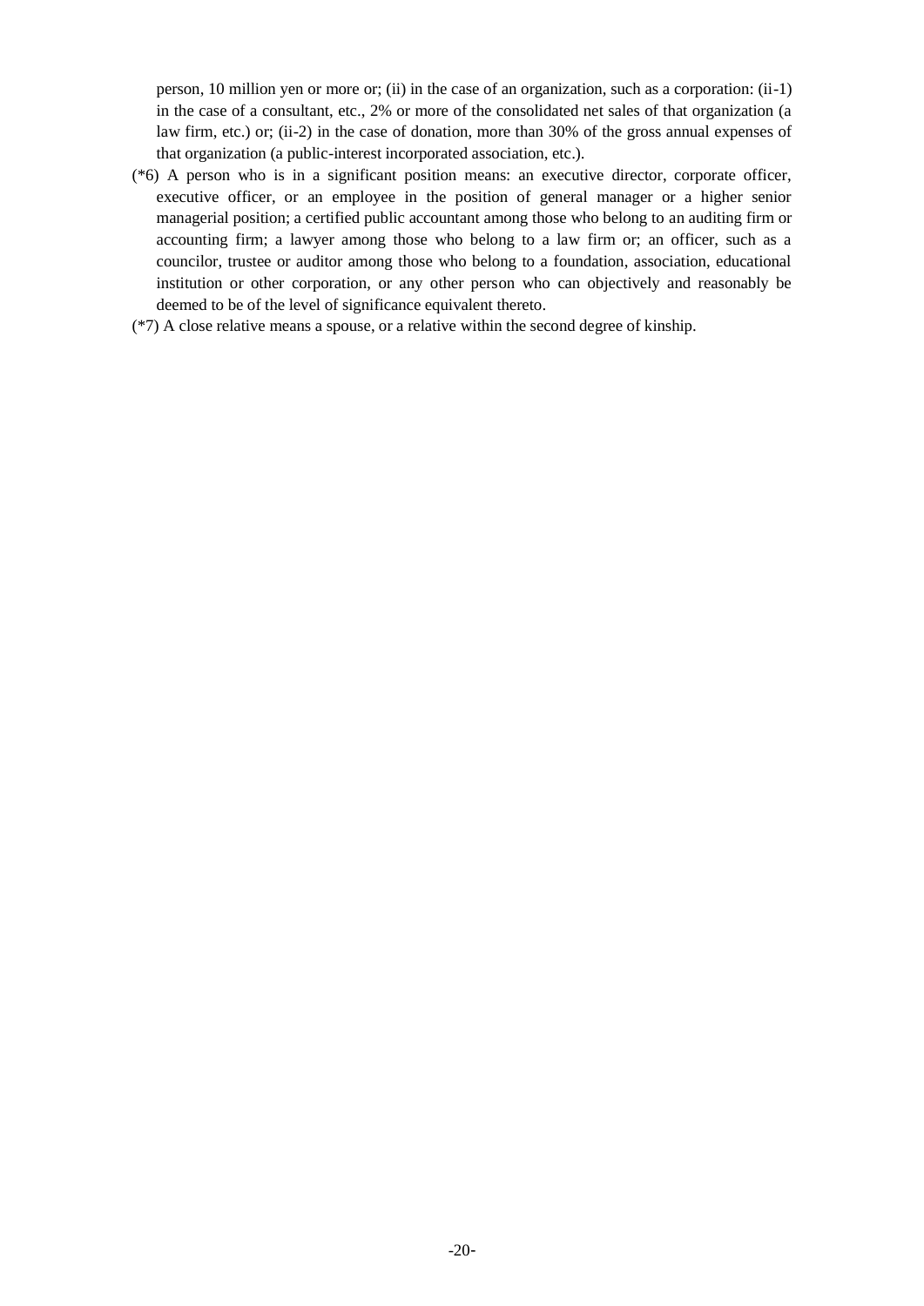person, 10 million yen or more or; (ii) in the case of an organization, such as a corporation: (ii-1) in the case of a consultant, etc., 2% or more of the consolidated net sales of that organization (a law firm, etc.) or; (ii-2) in the case of donation, more than 30% of the gross annual expenses of that organization (a public-interest incorporated association, etc.).

(*6) A person who is in a significant position means: an executive director, corporate officer, executive officer, or an employee in the position of general manager or a higher senior managerial position; a certified public accountant among those who belong to an auditing firm or accounting firm; a lawyer among those who belong to a law firm or; an officer, such as a councilor, trustee or auditor among those who belong to a foundation, association, educational institution or other corporation, or any other person who can objectively and reasonably be deemed to be of the level of significance equivalent thereto.

(*7) A close relative means a spouse, or a relative within the second degree of kinship.